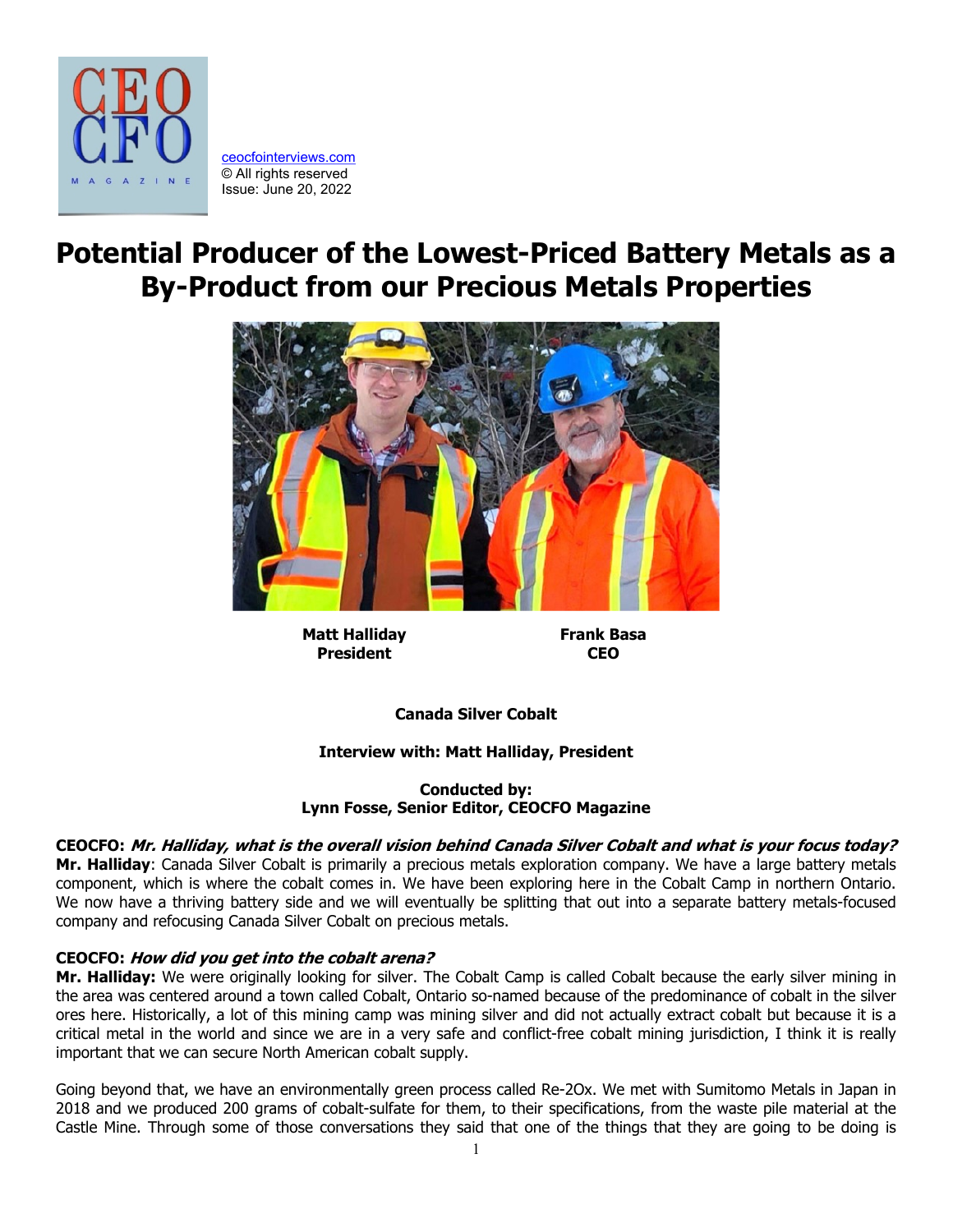ceocfointerviews.com
© All rights reserved
Issue: June 20, 2022

# Potential Producer of the Lowest-Priced Battery Metals as a By-Product from our Precious Metals Properties

**Matt Halliday**
**President**

**Frank Basa**
**CEO**

**Canada Silver Cobalt**

**Interview with: Matt Halliday, President**

**Conducted by:**
**Lynn Fosse, Senior Editor, CEOCFO Magazine**

**CEOCFO:** ***Mr. Halliday, what is the overall vision behind Canada Silver Cobalt and what is your focus today?***
**Mr. Halliday**: Canada Silver Cobalt is primarily a precious metals exploration company. We have a large battery metals component, which is where the cobalt comes in. We have been exploring here in the Cobalt Camp in northern Ontario. We now have a thriving battery side and we will eventually be splitting that out into a separate battery metals-focused company and refocusing Canada Silver Cobalt on precious metals.

**CEOCFO:** ***How did you get into the cobalt arena?***
**Mr. Halliday:** We were originally looking for silver. The Cobalt Camp is called Cobalt because the early silver mining in the area was centered around a town called Cobalt, Ontario so-named because of the predominance of cobalt in the silver ores here. Historically, a lot of this mining camp was mining silver and did not actually extract cobalt but because it is a critical metal in the world and since we are in a very safe and conflict-free cobalt mining jurisdiction, I think it is really important that we can secure North American cobalt supply.

Going beyond that, we have an environmentally green process called Re-2Ox. We met with Sumitomo Metals in Japan in 2018 and we produced 200 grams of cobalt-sulfate for them, to their specifications, from the waste pile material at the Castle Mine. Through some of those conversations they said that one of the things that they are going to be doing is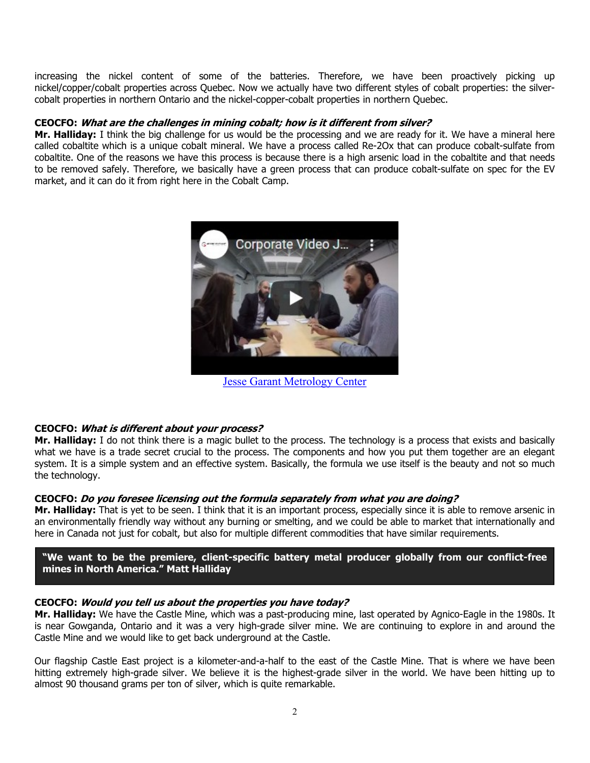increasing the nickel content of some of the batteries. Therefore, we have been proactively picking up nickel/copper/cobalt properties across Quebec. Now we actually have two different styles of cobalt properties: the silver-cobalt properties in northern Ontario and the nickel-copper-cobalt properties in northern Quebec.

**CEOCFO:** ***What are the challenges in mining cobalt; how is it different from silver?***
**Mr. Halliday:** I think the big challenge for us would be the processing and we are ready for it. We have a mineral here called cobaltite which is a unique cobalt mineral. We have a process called Re-2Ox that can produce cobalt-sulfate from cobaltite. One of the reasons we have this process is because there is a high arsenic load in the cobaltite and that needs to be removed safely. Therefore, we basically have a green process that can produce cobalt-sulfate on spec for the EV market, and it can do it from right here in the Cobalt Camp.

Jesse Garant Metrology Center

**CEOCFO:** ***What is different about your process?***
**Mr. Halliday:** I do not think there is a magic bullet to the process. The technology is a process that exists and basically what we have is a trade secret crucial to the process. The components and how you put them together are an elegant system. It is a simple system and an effective system. Basically, the formula we use itself is the beauty and not so much the technology.

**CEOCFO:** ***Do you foresee licensing out the formula separately from what you are doing?***
**Mr. Halliday:** That is yet to be seen. I think that it is an important process, especially since it is able to remove arsenic in an environmentally friendly way without any burning or smelting, and we could be able to market that internationally and here in Canada not just for cobalt, but also for multiple different commodities that have similar requirements.

> **"We want to be the premiere, client-specific battery metal producer globally from our conflict-free mines in North America." Matt Halliday**

**CEOCFO:** ***Would you tell us about the properties you have today?***
**Mr. Halliday:** We have the Castle Mine, which was a past-producing mine, last operated by Agnico-Eagle in the 1980s. It is near Gowganda, Ontario and it was a very high-grade silver mine. We are continuing to explore in and around the Castle Mine and we would like to get back underground at the Castle.

Our flagship Castle East project is a kilometer-and-a-half to the east of the Castle Mine. That is where we have been hitting extremely high-grade silver. We believe it is the highest-grade silver in the world. We have been hitting up to almost 90 thousand grams per ton of silver, which is quite remarkable.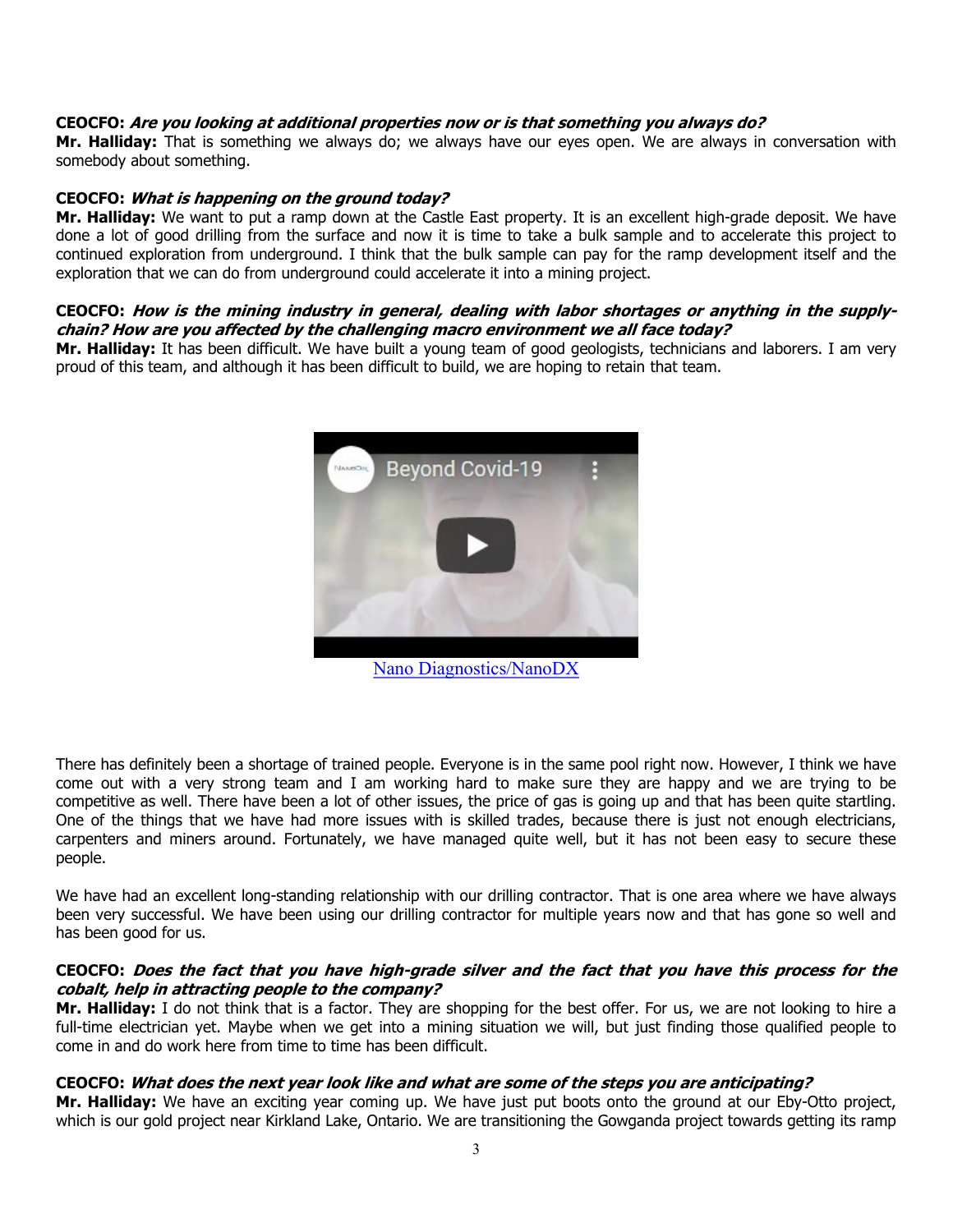**CEOCFO: *Are you looking at additional properties now or is that something you always do?***
**Mr. Halliday:** That is something we always do; we always have our eyes open. We are always in conversation with somebody about something.

**CEOCFO: *What is happening on the ground today?***
**Mr. Halliday:** We want to put a ramp down at the Castle East property. It is an excellent high-grade deposit. We have done a lot of good drilling from the surface and now it is time to take a bulk sample and to accelerate this project to continued exploration from underground. I think that the bulk sample can pay for the ramp development itself and the exploration that we can do from underground could accelerate it into a mining project.

**CEOCFO: *How is the mining industry in general, dealing with labor shortages or anything in the supply-chain? How are you affected by the challenging macro environment we all face today?***
**Mr. Halliday:** It has been difficult. We have built a young team of good geologists, technicians and laborers. I am very proud of this team, and although it has been difficult to build, we are hoping to retain that team.

Nano Diagnostics/NanoDX

There has definitely been a shortage of trained people. Everyone is in the same pool right now. However, I think we have come out with a very strong team and I am working hard to make sure they are happy and we are trying to be competitive as well. There have been a lot of other issues, the price of gas is going up and that has been quite startling. One of the things that we have had more issues with is skilled trades, because there is just not enough electricians, carpenters and miners around. Fortunately, we have managed quite well, but it has not been easy to secure these people.

We have had an excellent long-standing relationship with our drilling contractor. That is one area where we have always been very successful. We have been using our drilling contractor for multiple years now and that has gone so well and has been good for us.

**CEOCFO: *Does the fact that you have high-grade silver and the fact that you have this process for the cobalt, help in attracting people to the company?***
**Mr. Halliday:** I do not think that is a factor. They are shopping for the best offer. For us, we are not looking to hire a full-time electrician yet. Maybe when we get into a mining situation we will, but just finding those qualified people to come in and do work here from time to time has been difficult.

**CEOCFO: *What does the next year look like and what are some of the steps you are anticipating?***
**Mr. Halliday:** We have an exciting year coming up. We have just put boots onto the ground at our Eby-Otto project, which is our gold project near Kirkland Lake, Ontario. We are transitioning the Gowganda project towards getting its ramp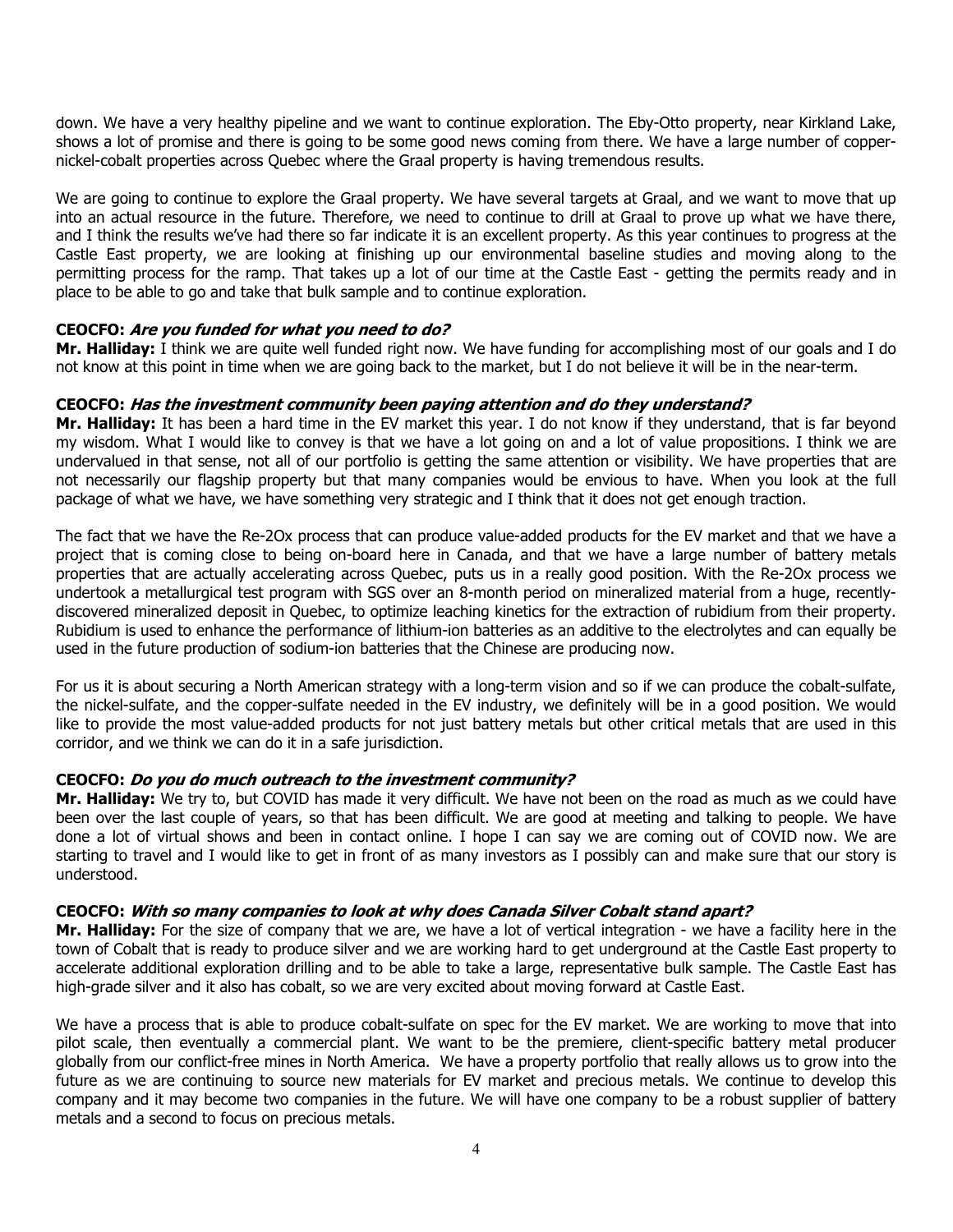down. We have a very healthy pipeline and we want to continue exploration. The Eby-Otto property, near Kirkland Lake, shows a lot of promise and there is going to be some good news coming from there. We have a large number of copper-nickel-cobalt properties across Quebec where the Graal property is having tremendous results.

We are going to continue to explore the Graal property. We have several targets at Graal, and we want to move that up into an actual resource in the future. Therefore, we need to continue to drill at Graal to prove up what we have there, and I think the results we've had there so far indicate it is an excellent property. As this year continues to progress at the Castle East property, we are looking at finishing up our environmental baseline studies and moving along to the permitting process for the ramp. That takes up a lot of our time at the Castle East - getting the permits ready and in place to be able to go and take that bulk sample and to continue exploration.

**CEOCFO: *Are you funded for what you need to do?***

**Mr. Halliday:** I think we are quite well funded right now. We have funding for accomplishing most of our goals and I do not know at this point in time when we are going back to the market, but I do not believe it will be in the near-term.

**CEOCFO: *Has the investment community been paying attention and do they understand?***

**Mr. Halliday:** It has been a hard time in the EV market this year. I do not know if they understand, that is far beyond my wisdom. What I would like to convey is that we have a lot going on and a lot of value propositions. I think we are undervalued in that sense, not all of our portfolio is getting the same attention or visibility. We have properties that are not necessarily our flagship property but that many companies would be envious to have. When you look at the full package of what we have, we have something very strategic and I think that it does not get enough traction.

The fact that we have the Re-2Ox process that can produce value-added products for the EV market and that we have a project that is coming close to being on-board here in Canada, and that we have a large number of battery metals properties that are actually accelerating across Quebec, puts us in a really good position. With the Re-2Ox process we undertook a metallurgical test program with SGS over an 8-month period on mineralized material from a huge, recently-discovered mineralized deposit in Quebec, to optimize leaching kinetics for the extraction of rubidium from their property. Rubidium is used to enhance the performance of lithium-ion batteries as an additive to the electrolytes and can equally be used in the future production of sodium-ion batteries that the Chinese are producing now.

For us it is about securing a North American strategy with a long-term vision and so if we can produce the cobalt-sulfate, the nickel-sulfate, and the copper-sulfate needed in the EV industry, we definitely will be in a good position. We would like to provide the most value-added products for not just battery metals but other critical metals that are used in this corridor, and we think we can do it in a safe jurisdiction.

**CEOCFO: *Do you do much outreach to the investment community?***

**Mr. Halliday:** We try to, but COVID has made it very difficult. We have not been on the road as much as we could have been over the last couple of years, so that has been difficult. We are good at meeting and talking to people. We have done a lot of virtual shows and been in contact online. I hope I can say we are coming out of COVID now. We are starting to travel and I would like to get in front of as many investors as I possibly can and make sure that our story is understood.

**CEOCFO: *With so many companies to look at why does Canada Silver Cobalt stand apart?***

**Mr. Halliday:** For the size of company that we are, we have a lot of vertical integration - we have a facility here in the town of Cobalt that is ready to produce silver and we are working hard to get underground at the Castle East property to accelerate additional exploration drilling and to be able to take a large, representative bulk sample. The Castle East has high-grade silver and it also has cobalt, so we are very excited about moving forward at Castle East.

We have a process that is able to produce cobalt-sulfate on spec for the EV market. We are working to move that into pilot scale, then eventually a commercial plant. We want to be the premiere, client-specific battery metal producer globally from our conflict-free mines in North America. We have a property portfolio that really allows us to grow into the future as we are continuing to source new materials for EV market and precious metals. We continue to develop this company and it may become two companies in the future. We will have one company to be a robust supplier of battery metals and a second to focus on precious metals.